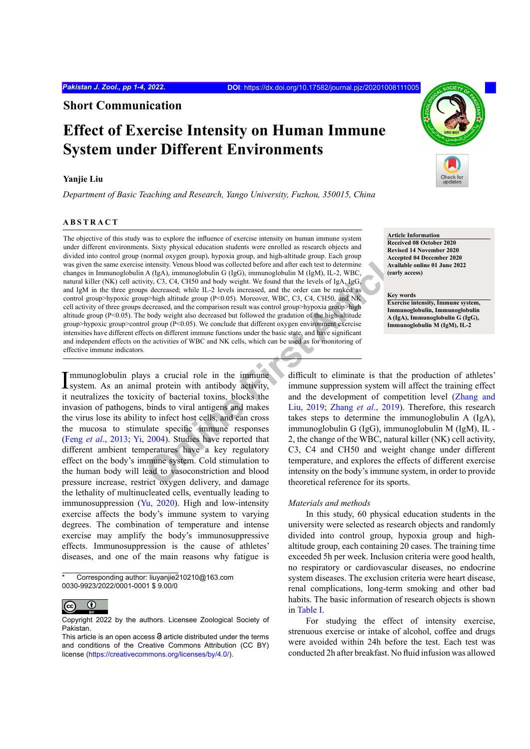## Short Communication

# Effect of Exercise Intensity on Human Immune System under Different Environments

**Yanjie Liu**

*Department of Basic Teaching and Research, Yango University, Fuzhou, 350015, China*

## ABSTRACT

The objective of this study was to explore the influence of exercise intensity on human immune system under different environments. Sixty physical education students were enrolled as research objects and divided into control group (normal oxygen group), hypoxia group, and high-altitude group. Each group was given the same exercise intensity. Venous blood was collected before and after each test to determine changes in Immunoglobulin A (IgA), immunoglobulin G (IgG), immunoglobulin M (IgM), IL-2, WBC, natural killer (NK) cell activity, C3, C4, CH50 and body weight. We found that the levels of IgA, IgG, and IgM in the three groups decreased; while IL-2 levels increased, and the order can be ranked as control group>hypoxic group>high altitude group ($P<0.05$). Moreover, WBC, C3, C4, CH50, and NK cell activity of three groups decreased, and the comparison result was control group>hypoxia group>high altitude group ($P<0.05$). The body weight also decreased but followed the gradation of the high-altitude group>hypoxic group>control group ($P<0.05$). We conclude that different oxygen environment exercise intensities have different effects on different immune functions under the basic state, and have significant and independent effects on the activities of WBC and NK cells, which can be used as for monitoring of effective immune indicators.

**Article Information**
**Received 08 October 2020**
**Revised 14 November 2020**
**Accepted 04 December 2020**
**Available online 01 June 2022 (early access)**

**Key words**
**Exercise intensity, Immune system, Immunoglobulin, Immunoglobulin A (IgA), Immunoglobulin G (IgG), Immunoglobulin M (IgM), IL-2**

Immunoglobulin plays a crucial role in the immune system. As an animal protein with antibody activity, it neutralizes the toxicity of bacterial toxins, blocks the invasion of pathogens, binds to viral antigens and makes the virus lose its ability to infect host cells, and can cross the mucosa to stimulate specific immune responses (Feng *et al*., 2013; Yi, 2004). Studies have reported that different ambient temperatures have a key regulatory effect on the body's immune system. Cold stimulation to the human body will lead to vasoconstriction and blood pressure increase, restrict oxygen delivery, and damage the lethality of multinucleated cells, eventually leading to immunosuppression (Yu, 2020). High and low-intensity exercise affects the body's immune system to varying degrees. The combination of temperature and intense exercise may amplify the body's immunosuppressive effects. Immunosuppression is the cause of athletes' diseases, and one of the main reasons why fatigue is difficult to eliminate is that the production of athletes' immune suppression system will affect the training effect and the development of competition level (Zhang and Liu, 2019; Zhang *et al*., 2019). Therefore, this research takes steps to determine the immunoglobulin A (IgA), immunoglobulin G (IgG), immunoglobulin M (IgM), IL-2, the change of the WBC, natural killer (NK) cell activity, C3, C4 and CH50 and weight change under different temperature, and explores the effects of different exercise intensity on the body's immune system, in order to provide theoretical reference for its sports.

### *Materials and methods*

In this study, 60 physical education students in the university were selected as research objects and randomly divided into control group, hypoxia group and high-altitude group, each containing 20 cases. The training time exceeded 5h per week. Inclusion criteria were good health, no respiratory or cardiovascular diseases, no endocrine system diseases. The exclusion criteria were heart disease, renal complications, long-term smoking and other bad habits. The basic information of research objects is shown in Table I.

For studying the effect of intensity exercise, strenuous exercise or intake of alcohol, coffee and drugs were avoided within 24h before the test. Each test was conducted 2h after breakfast. No fluid infusion was allowed

\* Corresponding author: liuyanjie210210@163.com
0030-9923/2022/0001-0001 $ 9.00/0

Copyright 2022 by the authors. Licensee Zoological Society of Pakistan.
This article is an open access article distributed under the terms and conditions of the Creative Commons Attribution (CC BY) license (https://creativecommons.org/licenses/by/4.0/).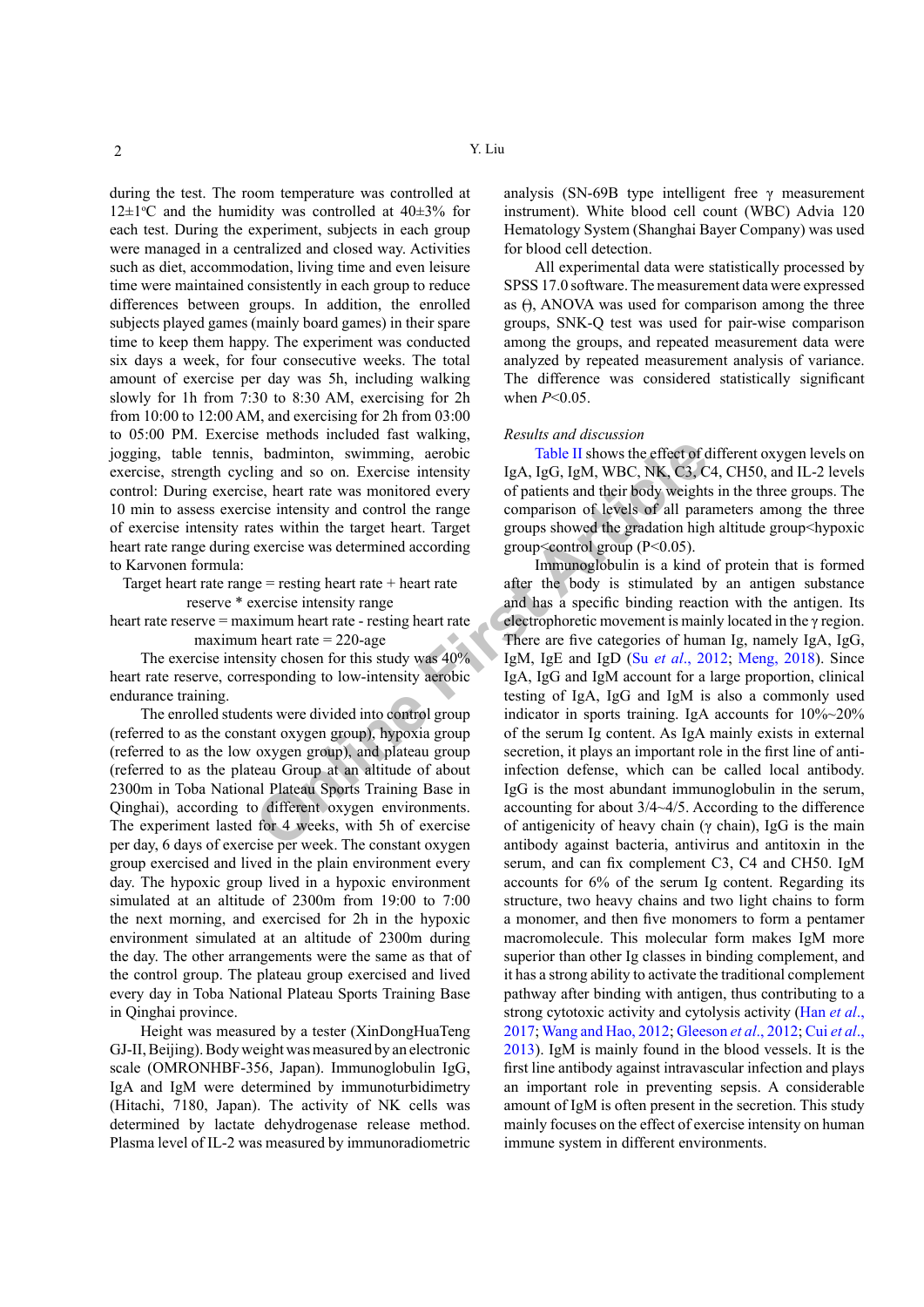during the test. The room temperature was controlled at 12±1°C and the humidity was controlled at 40±3% for each test. During the experiment, subjects in each group were managed in a centralized and closed way. Activities such as diet, accommodation, living time and even leisure time were maintained consistently in each group to reduce differences between groups. In addition, the enrolled subjects played games (mainly board games) in their spare time to keep them happy. The experiment was conducted six days a week, for four consecutive weeks. The total amount of exercise per day was 5h, including walking slowly for 1h from 7:30 to 8:30 AM, exercising for 2h from 10:00 to 12:00 AM, and exercising for 2h from 03:00 to 05:00 PM. Exercise methods included fast walking, jogging, table tennis, badminton, swimming, aerobic exercise, strength cycling and so on. Exercise intensity control: During exercise, heart rate was monitored every 10 min to assess exercise intensity and control the range of exercise intensity rates within the target heart. Target heart rate range during exercise was determined according to Karvonen formula:

Target heart rate range = resting heart rate + heart rate reserve * exercise intensity range

heart rate reserve = maximum heart rate - resting heart rate

maximum heart rate = 220-age

The exercise intensity chosen for this study was 40% heart rate reserve, corresponding to low-intensity aerobic endurance training.

The enrolled students were divided into control group (referred to as the constant oxygen group), hypoxia group (referred to as the low oxygen group), and plateau group (referred to as the plateau Group at an altitude of about 2300m in Toba National Plateau Sports Training Base in Qinghai), according to different oxygen environments. The experiment lasted for 4 weeks, with 5h of exercise per day, 6 days of exercise per week. The constant oxygen group exercised and lived in the plain environment every day. The hypoxic group lived in a hypoxic environment simulated at an altitude of 2300m from 19:00 to 7:00 the next morning, and exercised for 2h in the hypoxic environment simulated at an altitude of 2300m during the day. The other arrangements were the same as that of the control group. The plateau group exercised and lived every day in Toba National Plateau Sports Training Base in Qinghai province.

Height was measured by a tester (XinDongHuaTeng GJ-II, Beijing). Body weight was measured by an electronic scale (OMRONHBF-356, Japan). Immunoglobulin IgG, IgA and IgM were determined by immunoturbidimetry (Hitachi, 7180, Japan). The activity of NK cells was determined by lactate dehydrogenase release method. Plasma level of IL-2 was measured by immunoradiometric analysis (SN-69B type intelligent free γ measurement instrument). White blood cell count (WBC) Advia 120 Hematology System (Shanghai Bayer Company) was used for blood cell detection.

All experimental data were statistically processed by SPSS 17.0 software. The measurement data were expressed as (), ANOVA was used for comparison among the three groups, SNK-Q test was used for pair-wise comparison among the groups, and repeated measurement data were analyzed by repeated measurement analysis of variance. The difference was considered statistically significant when $P<0.05$.

### *Results and discussion*

Table II shows the effect of different oxygen levels on IgA, IgG, IgM, WBC, NK, C3, C4, CH50, and IL-2 levels of patients and their body weights in the three groups. The comparison of levels of all parameters among the three groups showed the gradation high altitude group<hypoxic group<control group ($P<0.05$).

Immunoglobulin is a kind of protein that is formed after the body is stimulated by an antigen substance and has a specific binding reaction with the antigen. Its electrophoretic movement is mainly located in the γ region. There are five categories of human Ig, namely IgA, IgG, IgM, IgE and IgD (Su *et al*., 2012; Meng, 2018). Since IgA, IgG and IgM account for a large proportion, clinical testing of IgA, IgG and IgM is also a commonly used indicator in sports training. IgA accounts for 10%~20% of the serum Ig content. As IgA mainly exists in external secretion, it plays an important role in the first line of anti-infection defense, which can be called local antibody. IgG is the most abundant immunoglobulin in the serum, accounting for about 3/4~4/5. According to the difference of antigenicity of heavy chain (γ chain), IgG is the main antibody against bacteria, antivirus and antitoxin in the serum, and can fix complement C3, C4 and CH50. IgM accounts for 6% of the serum Ig content. Regarding its structure, two heavy chains and two light chains to form a monomer, and then five monomers to form a pentamer macromolecule. This molecular form makes IgM more superior than other Ig classes in binding complement, and it has a strong ability to activate the traditional complement pathway after binding with antigen, thus contributing to a strong cytotoxic activity and cytolysis activity (Han *et al*., 2017; Wang and Hao, 2012; Gleeson *et al*., 2012; Cui *et al*., 2013). IgM is mainly found in the blood vessels. It is the first line antibody against intravascular infection and plays an important role in preventing sepsis. A considerable amount of IgM is often present in the secretion. This study mainly focuses on the effect of exercise intensity on human immune system in different environments.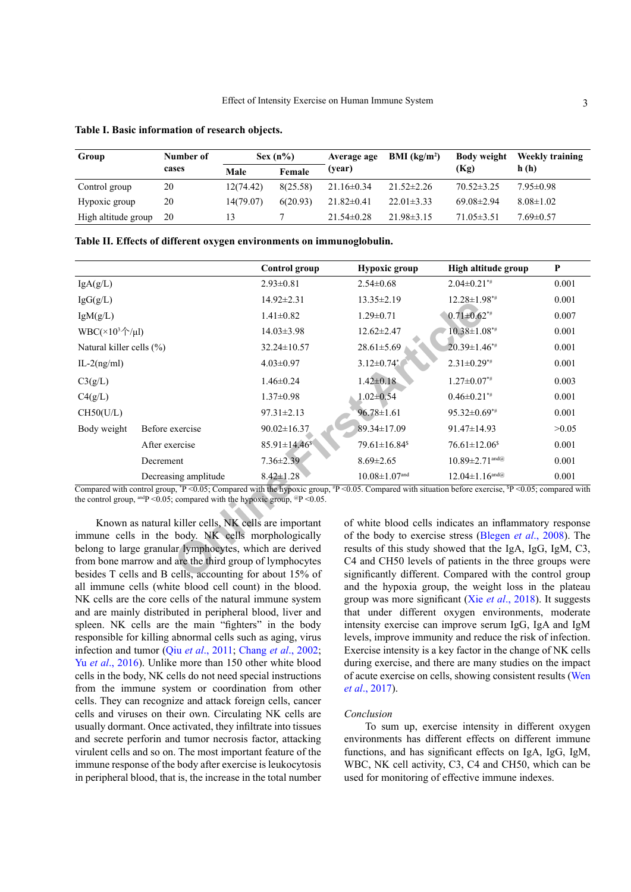**Table I. Basic information of research objects.**

| Group | Number of cases | Sex (n%) | | Average age (year) | BMI (kg/m²) | Body weight (Kg) | Weekly training h (h) |
|---|---|---|---|---|---|---|---|
| | | Male | Female | | | | |
| Control group | 20 | 12(74.42) | 8(25.58) | 21.16±0.34 | 21.52±2.26 | 70.52±3.25 | 7.95±0.98 |
| Hypoxic group | 20 | 14(79.07) | 6(20.93) | 21.82±0.41 | 22.01±3.33 | 69.08±2.94 | 8.08±1.02 |
| High altitude group | 20 | 13 | 7 | 21.54±0.28 | 21.98±3.15 | 71.05±3.51 | 7.69±0.57 |

**Table II. Effects of different oxygen environments on immunoglobulin.**

| | | Control group | Hypoxic group | High altitude group | P |
|---|---|---|---|---|---|
| IgA(g/L) | | 2.93±0.81 | 2.54±0.68 | 2.04±0.21*# | 0.001 |
| IgG(g/L) | | 14.92±2.31 | 13.35±2.19 | 12.28±1.98*# | 0.001 |
| IgM(g/L) | | 1.41±0.82 | 1.29±0.71 | 0.71±0.62*# | 0.007 |
| WBC(×10³个/μl) | | 14.03±3.98 | 12.62±2.47 | 10.38±1.08*# | 0.001 |
| Natural killer cells (%) | | 32.24±10.57 | 28.61±5.69 | 20.39±1.46*# | 0.001 |
| IL-2(ng/ml) | | 4.03±0.97 | 3.12±0.74* | 2.31±0.29*# | 0.001 |
| C3(g/L) | | 1.46±0.24 | 1.42±0.18 | 1.27±0.07*# | 0.003 |
| C4(g/L) | | 1.37±0.98 | 1.02±0.54 | 0.46±0.21*# | 0.001 |
| CH50(U/L) | | 97.31±2.13 | 96.78±1.61 | 95.32±0.69*# | 0.001 |
| Body weight | Before exercise | 90.02±16.37 | 89.34±17.09 | 91.47±14.93 | >0.05 |
| | After exercise | 85.91±14.46$ | 79.61±16.84$ | 76.61±12.06$ | 0.001 |
| | Decrement | 7.36±2.39 | 8.69±2.65 | 10.89±2.71and@ | 0.001 |
| | Decreasing amplitude | 8.42±1.28 | 10.08±1.07and | 12.04±1.16and@ | 0.001 |

Compared with control group, *P <0.05; Compared with the hypoxic group, #P <0.05. Compared with situation before exercise, $P <0.05; compared with the control group, andP <0.05; compared with the hypoxic group, @P <0.05.

Known as natural killer cells, NK cells are important immune cells in the body. NK cells morphologically belong to large granular lymphocytes, which are derived from bone marrow and are the third group of lymphocytes besides T cells and B cells, accounting for about 15% of all immune cells (white blood cell count) in the blood. NK cells are the core cells of the natural immune system and are mainly distributed in peripheral blood, liver and spleen. NK cells are the main "fighters" in the body responsible for killing abnormal cells such as aging, virus infection and tumor (Qiu *et al*., 2011; Chang *et al*., 2002; Yu *et al*., 2016). Unlike more than 150 other white blood cells in the body, NK cells do not need special instructions from the immune system or coordination from other cells. They can recognize and attack foreign cells, cancer cells and viruses on their own. Circulating NK cells are usually dormant. Once activated, they infiltrate into tissues and secrete perforin and tumor necrosis factor, attacking virulent cells and so on. The most important feature of the immune response of the body after exercise is leukocytosis in peripheral blood, that is, the increase in the total number of white blood cells indicates an inflammatory response of the body to exercise stress (Blegen *et al*., 2008). The results of this study showed that the IgA, IgG, IgM, C3, C4 and CH50 levels of patients in the three groups were significantly different. Compared with the control group and the hypoxia group, the weight loss in the plateau group was more significant (Xie *et al*., 2018). It suggests that under different oxygen environments, moderate intensity exercise can improve serum IgG, IgA and IgM levels, improve immunity and reduce the risk of infection. Exercise intensity is a key factor in the change of NK cells during exercise, and there are many studies on the impact of acute exercise on cells, showing consistent results (Wen *et al*., 2017).

*Conclusion*

To sum up, exercise intensity in different oxygen environments has different effects on different immune functions, and has significant effects on IgA, IgG, IgM, WBC, NK cell activity, C3, C4 and CH50, which can be used for monitoring of effective immune indexes.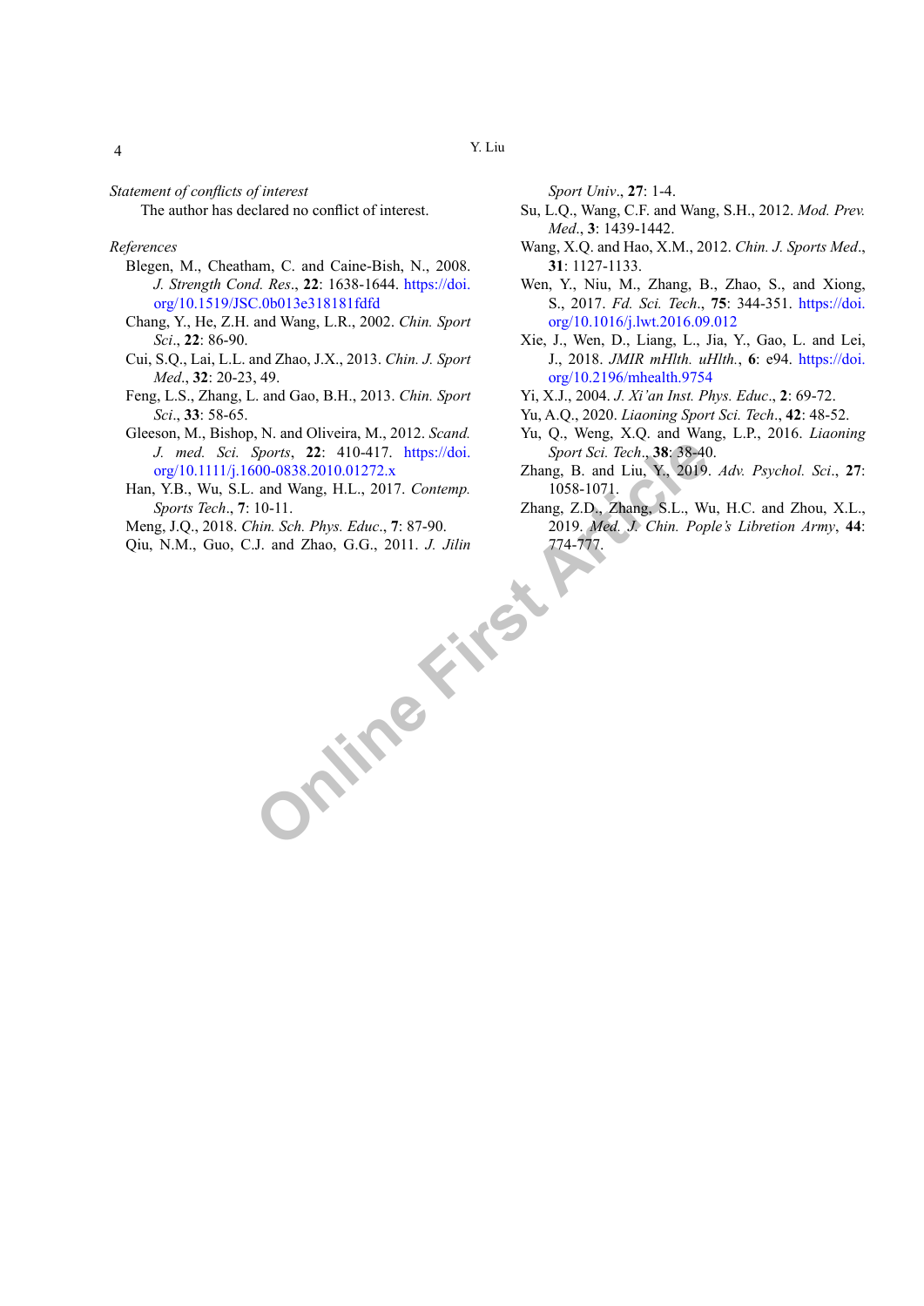*Statement of conflicts of interest*

The author has declared no conflict of interest.

*References*

Blegen, M., Cheatham, C. and Caine-Bish, N., 2008. *J. Strength Cond. Res.*, **22**: 1638-1644. https://doi.org/10.1519/JSC.0b013e318181fdfd

Chang, Y., He, Z.H. and Wang, L.R., 2002. *Chin. Sport Sci.*, **22**: 86-90.

Cui, S.Q., Lai, L.L. and Zhao, J.X., 2013. *Chin. J. Sport Med.*, **32**: 20-23, 49.

Feng, L.S., Zhang, L. and Gao, B.H., 2013. *Chin. Sport Sci.*, **33**: 58-65.

Gleeson, M., Bishop, N. and Oliveira, M., 2012. *Scand. J. med. Sci. Sports*, **22**: 410-417. https://doi.org/10.1111/j.1600-0838.2010.01272.x

Han, Y.B., Wu, S.L. and Wang, H.L., 2017. *Contemp. Sports Tech.*, **7**: 10-11.

Meng, J.Q., 2018. *Chin. Sch. Phys. Educ.*, **7**: 87-90.

Qiu, N.M., Guo, C.J. and Zhao, G.G., 2011. *J. Jilin Sport Univ.*, **27**: 1-4.

Su, L.Q., Wang, C.F. and Wang, S.H., 2012. *Mod. Prev. Med.*, **3**: 1439-1442.

Wang, X.Q. and Hao, X.M., 2012. *Chin. J. Sports Med.*, **31**: 1127-1133.

Wen, Y., Niu, M., Zhang, B., Zhao, S., and Xiong, S., 2017. *Fd. Sci. Tech.*, **75**: 344-351. https://doi.org/10.1016/j.lwt.2016.09.012

Xie, J., Wen, D., Liang, L., Jia, Y., Gao, L. and Lei, J., 2018. *JMIR mHlth. uHlth.*, **6**: e94. https://doi.org/10.2196/mhealth.9754

Yi, X.J., 2004. *J. Xi'an Inst. Phys. Educ.*, **2**: 69-72.

Yu, A.Q., 2020. *Liaoning Sport Sci. Tech.*, **42**: 48-52.

Yu, Q., Weng, X.Q. and Wang, L.P., 2016. *Liaoning Sport Sci. Tech.*, **38**: 38-40.

Zhang, B. and Liu, Y., 2019. *Adv. Psychol. Sci.*, **27**: 1058-1071.

Zhang, Z.D., Zhang, S.L., Wu, H.C. and Zhou, X.L., 2019. *Med. J. Chin. Pople's Libretion Army*, **44**: 774-777.